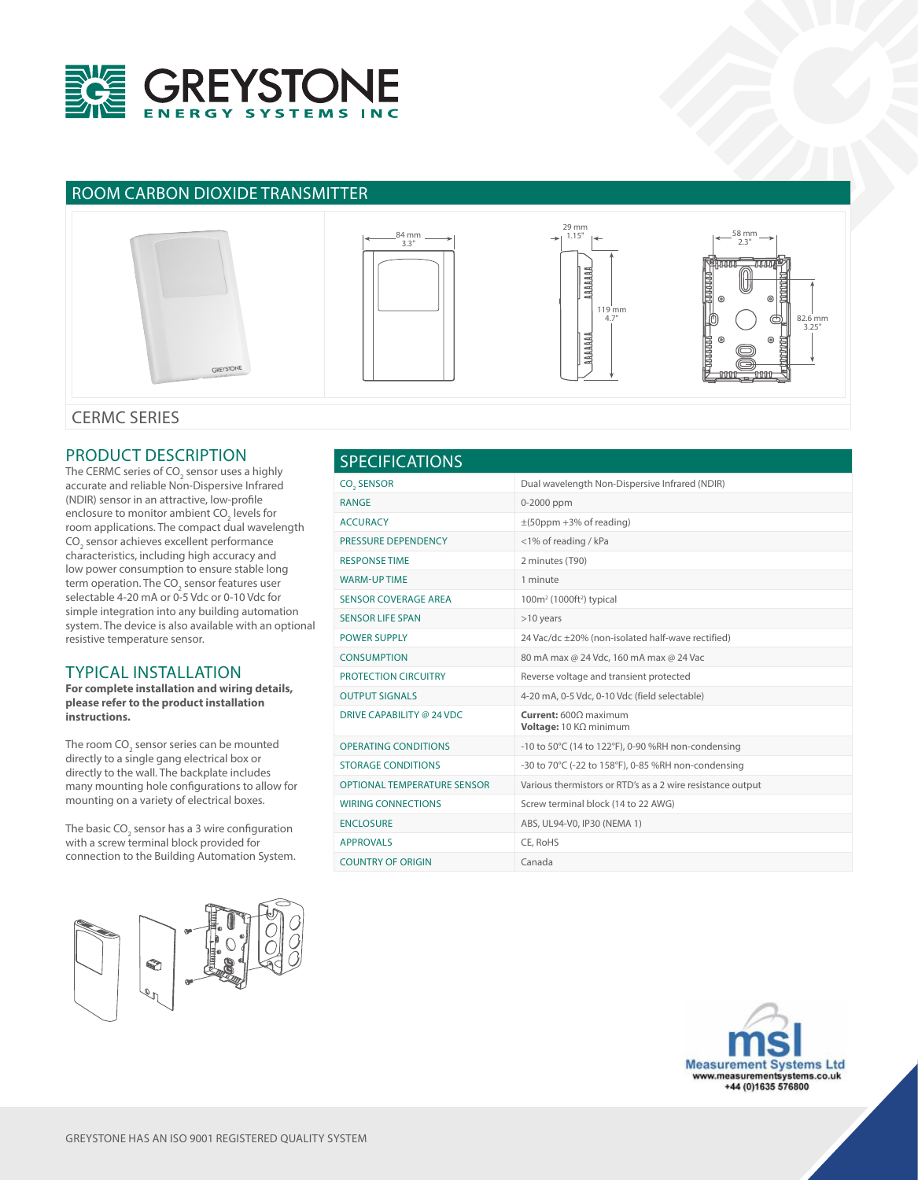# GREYSTONE
ENERGY SYSTEMS INC

## ROOM CARBON DIOXIDE TRANSMITTER

84 mm 3.3"

29 mm 1.15"

119 mm 4.7"

58 mm 2.3"

82.6 mm 3.25"

## CERMC SERIES

## PRODUCT DESCRIPTION

The CERMC series of $CO_2$ sensor uses a highly accurate and reliable Non-Dispersive Infrared (NDIR) sensor in an attractive, low-profile enclosure to monitor ambient $CO_2$ levels for room applications. The compact dual wavelength $CO_2$ sensor achieves excellent performance characteristics, including high accuracy and low power consumption to ensure stable long term operation. The $CO_2$ sensor features user selectable 4-20 mA or 0-5 Vdc or 0-10 Vdc for simple integration into any building automation system. The device is also available with an optional resistive temperature sensor.

## TYPICAL INSTALLATION

**For complete installation and wiring details, please refer to the product installation instructions.**

The room $CO_2$ sensor series can be mounted directly to a single gang electrical box or directly to the wall. The backplate includes many mounting hole configurations to allow for mounting on a variety of electrical boxes.

The basic $CO_2$ sensor has a 3 wire configuration with a screw terminal block provided for connection to the Building Automation System.

## SPECIFICATIONS

| | |
|---|---|
| $CO_2$ SENSOR | Dual wavelength Non-Dispersive Infrared (NDIR) |
| RANGE | 0-2000 ppm |
| ACCURACY | ±(50ppm +3% of reading) |
| PRESSURE DEPENDENCY | <1% of reading / kPa |
| RESPONSE TIME | 2 minutes (T90) |
| WARM-UP TIME | 1 minute |
| SENSOR COVERAGE AREA | 100m² (1000ft²) typical |
| SENSOR LIFE SPAN | >10 years |
| POWER SUPPLY | 24 Vac/dc ±20% (non-isolated half-wave rectified) |
| CONSUMPTION | 80 mA max @ 24 Vdc, 160 mA max @ 24 Vac |
| PROTECTION CIRCUITRY | Reverse voltage and transient protected |
| OUTPUT SIGNALS | 4-20 mA, 0-5 Vdc, 0-10 Vdc (field selectable) |
| DRIVE CAPABILITY @ 24 VDC | **Current:** 600Ω maximum<br>**Voltage:** 10 KΩ minimum |
| OPERATING CONDITIONS | -10 to 50°C (14 to 122°F), 0-90 %RH non-condensing |
| STORAGE CONDITIONS | -30 to 70°C (-22 to 158°F), 0-85 %RH non-condensing |
| OPTIONAL TEMPERATURE SENSOR | Various thermistors or RTD's as a 2 wire resistance output |
| WIRING CONNECTIONS | Screw terminal block (14 to 22 AWG) |
| ENCLOSURE | ABS, UL94-V0, IP30 (NEMA 1) |
| APPROVALS | CE, RoHS |
| COUNTRY OF ORIGIN | Canada |

msl Measurement Systems Ltd
www.measurementsystems.co.uk
+44 (0)1635 576800

GREYSTONE HAS AN ISO 9001 REGISTERED QUALITY SYSTEM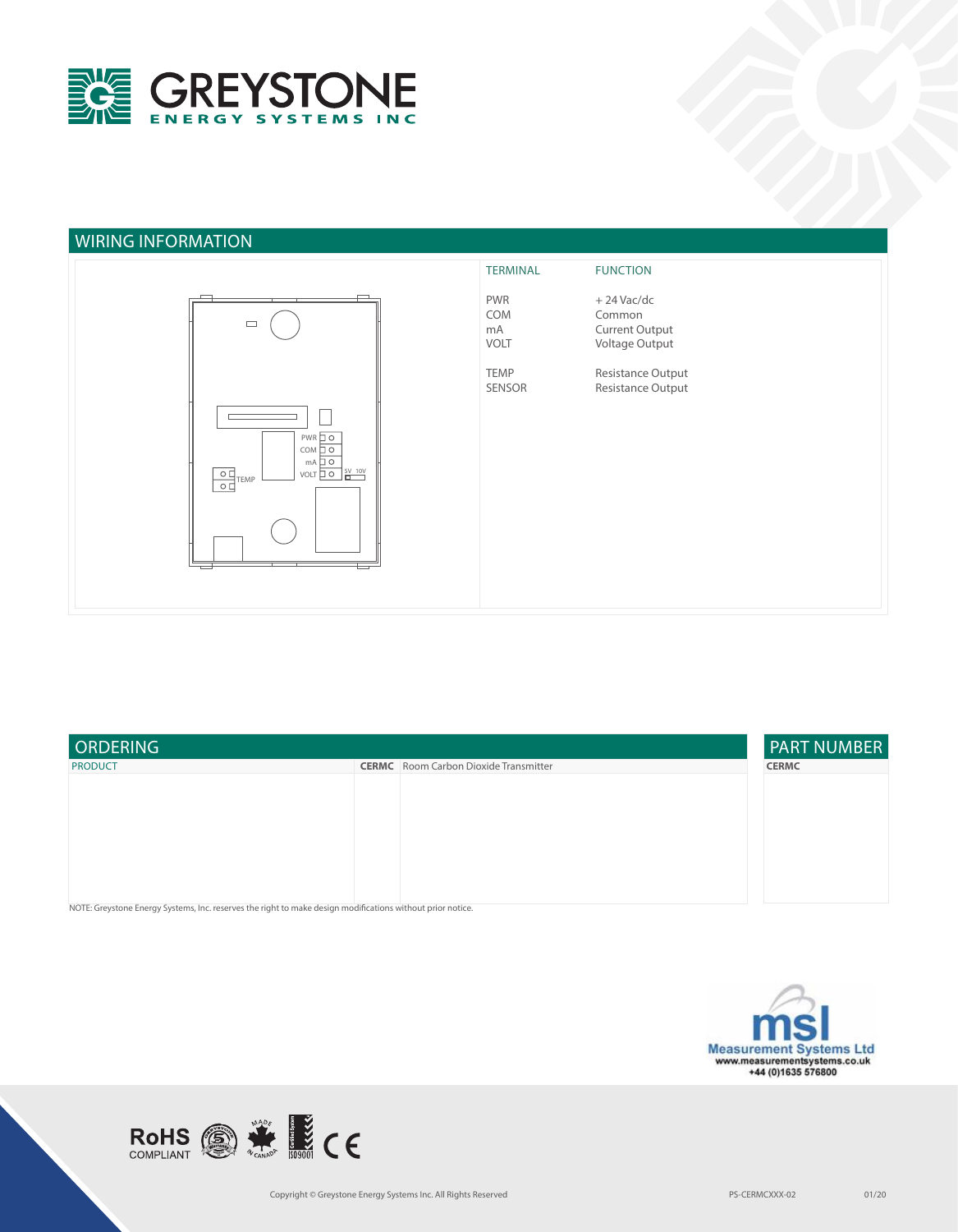## WIRING INFORMATION

PWR
COM
mA
VOLT
5V 10V
TEMP

| TERMINAL | FUNCTION |
|---|---|
| PWR | + 24 Vac/dc |
| COM | Common |
| mA | Current Output |
| VOLT | Voltage Output |
| TEMP | Resistance Output |
| SENSOR | Resistance Output |

## ORDERING

| PRODUCT | CERMC | Room Carbon Dioxide Transmitter |
|---|---|---|

## PART NUMBER

**CERMC**

NOTE: Greystone Energy Systems, Inc. reserves the right to make design modifications without prior notice.

msl Measurement Systems Ltd
www.measurementsystems.co.uk
+44 (0)1635 576800

RoHS COMPLIANT

Copyright © Greystone Energy Systems Inc. All Rights Reserved

PS-CERMCXXX-02 01/20